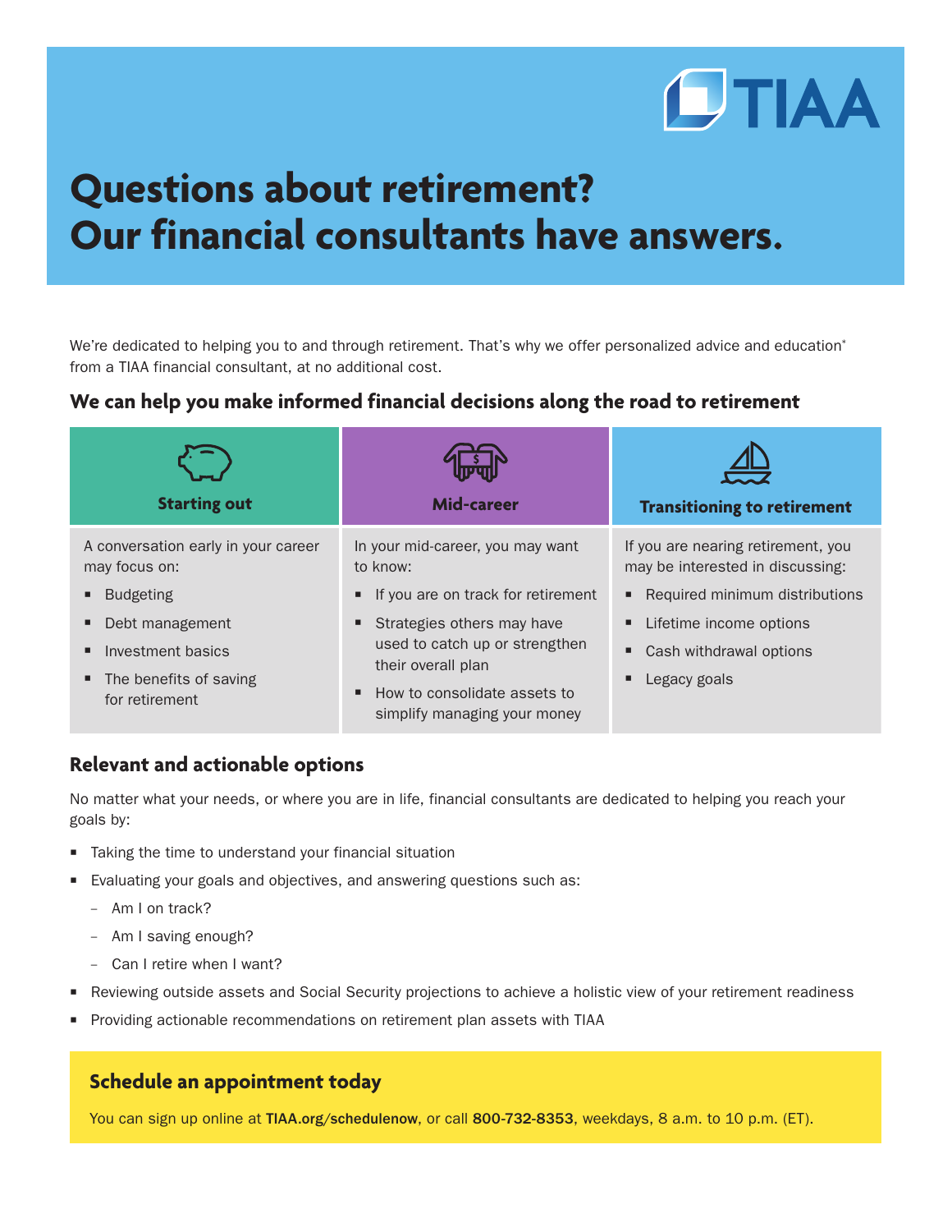# Questions about retirement? Our financial consultants have answers.

We're dedicated to helping you to and through retirement. That's why we offer personalized advice and education* from a TIAA financial consultant, at no additional cost.

## We can help you make informed financial decisions along the road to retirement

| Starting out | Mid-career | Transitioning to retirement |
|---|---|---|
| A conversation early in your career may focus on:<br>▪ Budgeting<br>▪ Debt management<br>▪ Investment basics<br>▪ The benefits of saving for retirement | In your mid-career, you may want to know:<br>▪ If you are on track for retirement<br>▪ Strategies others may have used to catch up or strengthen their overall plan<br>▪ How to consolidate assets to simplify managing your money | If you are nearing retirement, you may be interested in discussing:<br>▪ Required minimum distributions<br>▪ Lifetime income options<br>▪ Cash withdrawal options<br>▪ Legacy goals |

## Relevant and actionable options

No matter what your needs, or where you are in life, financial consultants are dedicated to helping you reach your goals by:

- Taking the time to understand your financial situation
- Evaluating your goals and objectives, and answering questions such as:
  - Am I on track?
  - Am I saving enough?
  - Can I retire when I want?
- Reviewing outside assets and Social Security projections to achieve a holistic view of your retirement readiness
- Providing actionable recommendations on retirement plan assets with TIAA

### Schedule an appointment today

You can sign up online at **TIAA.org/schedulenow**, or call **800-732-8353**, weekdays, 8 a.m. to 10 p.m. (ET).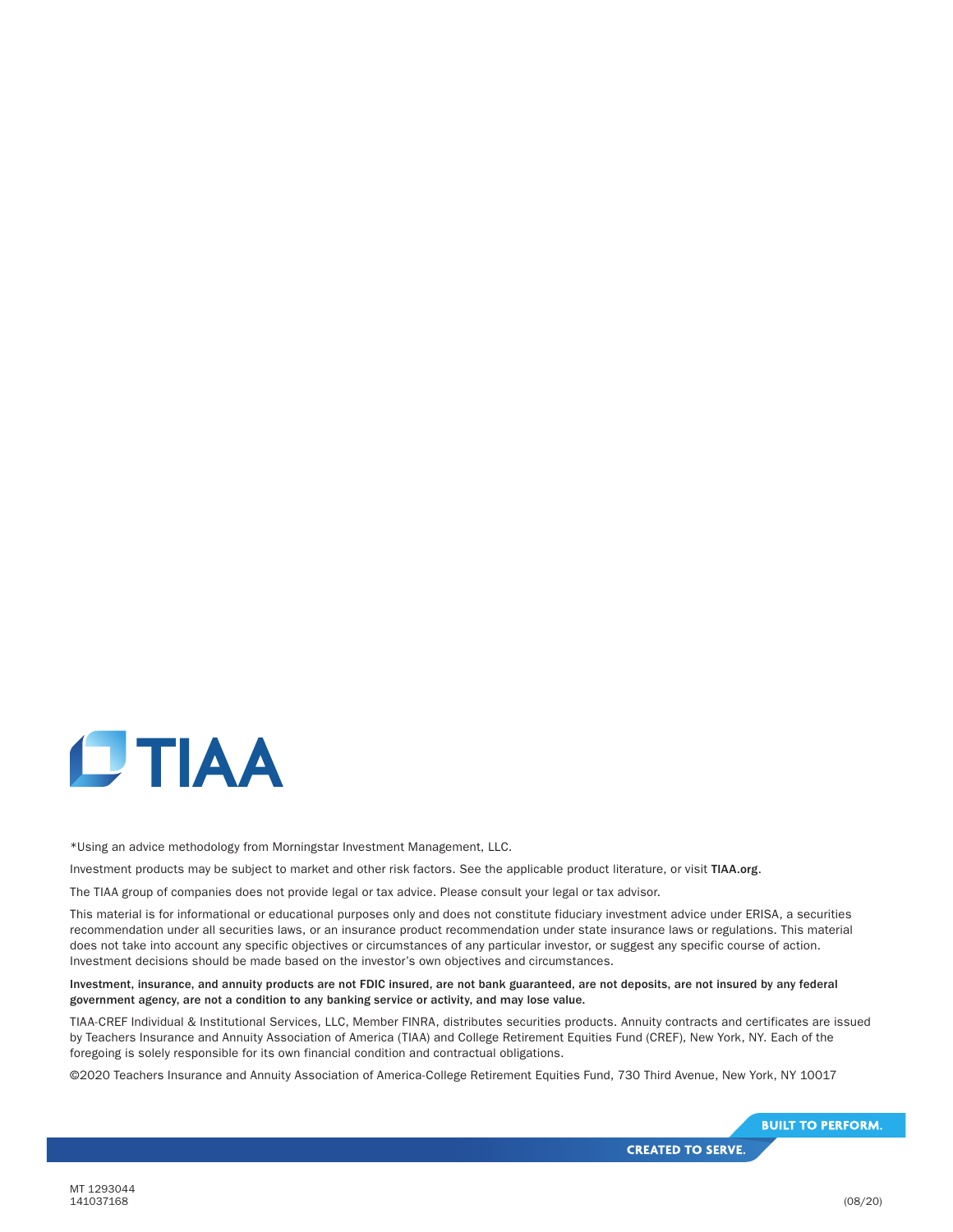TIAA

*Using an advice methodology from Morningstar Investment Management, LLC.

Investment products may be subject to market and other risk factors. See the applicable product literature, or visit **TIAA.org**.

The TIAA group of companies does not provide legal or tax advice. Please consult your legal or tax advisor.

This material is for informational or educational purposes only and does not constitute fiduciary investment advice under ERISA, a securities recommendation under all securities laws, or an insurance product recommendation under state insurance laws or regulations. This material does not take into account any specific objectives or circumstances of any particular investor, or suggest any specific course of action. Investment decisions should be made based on the investor's own objectives and circumstances.

**Investment, insurance, and annuity products are not FDIC insured, are not bank guaranteed, are not deposits, are not insured by any federal government agency, are not a condition to any banking service or activity, and may lose value.**

TIAA-CREF Individual & Institutional Services, LLC, Member FINRA, distributes securities products. Annuity contracts and certificates are issued by Teachers Insurance and Annuity Association of America (TIAA) and College Retirement Equities Fund (CREF), New York, NY. Each of the foregoing is solely responsible for its own financial condition and contractual obligations.

©2020 Teachers Insurance and Annuity Association of America-College Retirement Equities Fund, 730 Third Avenue, New York, NY 10017

**BUILT TO PERFORM.**

**CREATED TO SERVE.**

MT 1293044
141037168

(08/20)